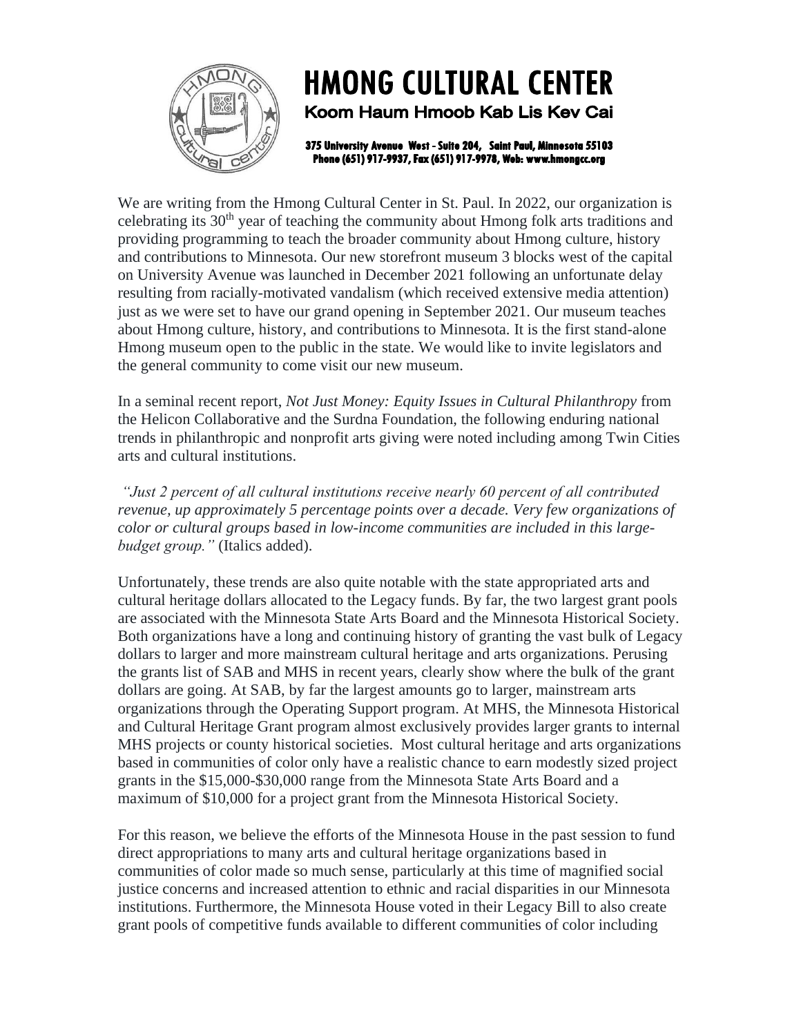# HMONG CULTURAL CENTER

**Koom Haum Hmoob Kab Lis Kev Cai**

**375 University Avenue West - Suite 204, Saint Paul, Minnesota 55103**
**Phone (651) 917-9937, Fax (651) 917-9978, Web: www.hmongcc.org**

We are writing from the Hmong Cultural Center in St. Paul. In 2022, our organization is celebrating its 30th year of teaching the community about Hmong folk arts traditions and providing programming to teach the broader community about Hmong culture, history and contributions to Minnesota. Our new storefront museum 3 blocks west of the capital on University Avenue was launched in December 2021 following an unfortunate delay resulting from racially-motivated vandalism (which received extensive media attention) just as we were set to have our grand opening in September 2021. Our museum teaches about Hmong culture, history, and contributions to Minnesota. It is the first stand-alone Hmong museum open to the public in the state. We would like to invite legislators and the general community to come visit our new museum.

In a seminal recent report, *Not Just Money: Equity Issues in Cultural Philanthropy* from the Helicon Collaborative and the Surdna Foundation, the following enduring national trends in philanthropic and nonprofit arts giving were noted including among Twin Cities arts and cultural institutions.

*"Just 2 percent of all cultural institutions receive nearly 60 percent of all contributed revenue, up approximately 5 percentage points over a decade. Very few organizations of color or cultural groups based in low-income communities are included in this large-budget group."* (Italics added).

Unfortunately, these trends are also quite notable with the state appropriated arts and cultural heritage dollars allocated to the Legacy funds. By far, the two largest grant pools are associated with the Minnesota State Arts Board and the Minnesota Historical Society. Both organizations have a long and continuing history of granting the vast bulk of Legacy dollars to larger and more mainstream cultural heritage and arts organizations. Perusing the grants list of SAB and MHS in recent years, clearly show where the bulk of the grant dollars are going. At SAB, by far the largest amounts go to larger, mainstream arts organizations through the Operating Support program. At MHS, the Minnesota Historical and Cultural Heritage Grant program almost exclusively provides larger grants to internal MHS projects or county historical societies. Most cultural heritage and arts organizations based in communities of color only have a realistic chance to earn modestly sized project grants in the $15,000-$30,000 range from the Minnesota State Arts Board and a maximum of $10,000 for a project grant from the Minnesota Historical Society.

For this reason, we believe the efforts of the Minnesota House in the past session to fund direct appropriations to many arts and cultural heritage organizations based in communities of color made so much sense, particularly at this time of magnified social justice concerns and increased attention to ethnic and racial disparities in our Minnesota institutions. Furthermore, the Minnesota House voted in their Legacy Bill to also create grant pools of competitive funds available to different communities of color including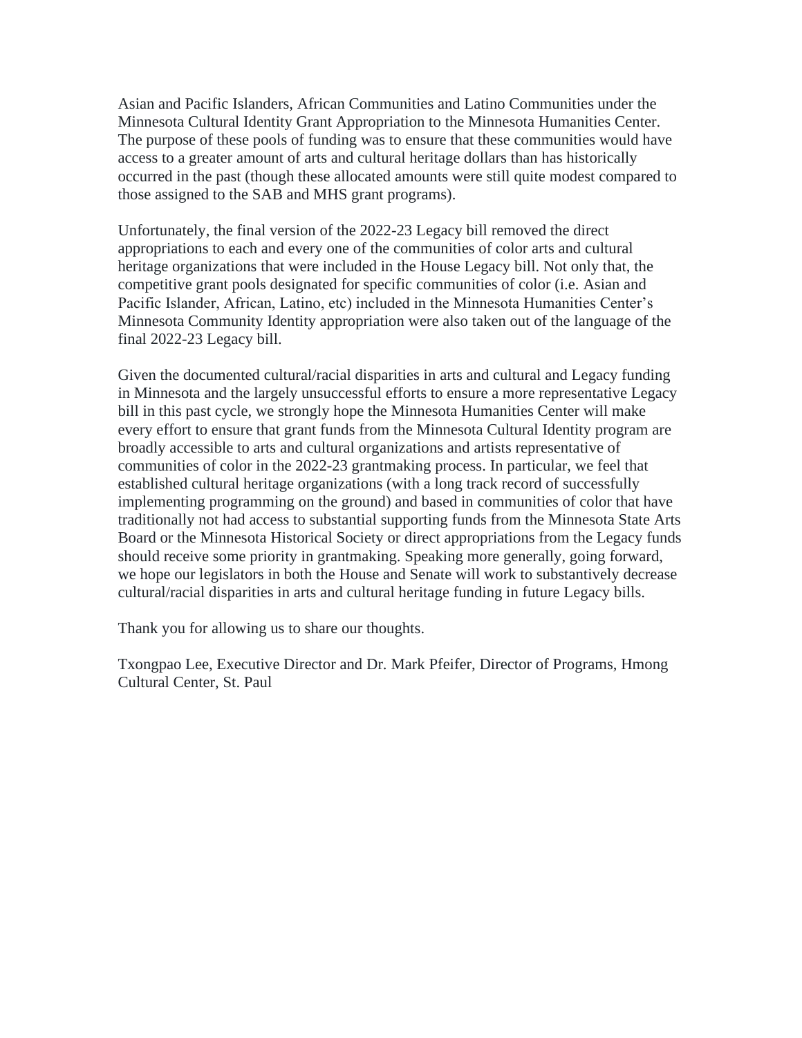Asian and Pacific Islanders, African Communities and Latino Communities under the Minnesota Cultural Identity Grant Appropriation to the Minnesota Humanities Center. The purpose of these pools of funding was to ensure that these communities would have access to a greater amount of arts and cultural heritage dollars than has historically occurred in the past (though these allocated amounts were still quite modest compared to those assigned to the SAB and MHS grant programs).

Unfortunately, the final version of the 2022-23 Legacy bill removed the direct appropriations to each and every one of the communities of color arts and cultural heritage organizations that were included in the House Legacy bill. Not only that, the competitive grant pools designated for specific communities of color (i.e. Asian and Pacific Islander, African, Latino, etc) included in the Minnesota Humanities Center's Minnesota Community Identity appropriation were also taken out of the language of the final 2022-23 Legacy bill.

Given the documented cultural/racial disparities in arts and cultural and Legacy funding in Minnesota and the largely unsuccessful efforts to ensure a more representative Legacy bill in this past cycle, we strongly hope the Minnesota Humanities Center will make every effort to ensure that grant funds from the Minnesota Cultural Identity program are broadly accessible to arts and cultural organizations and artists representative of communities of color in the 2022-23 grantmaking process. In particular, we feel that established cultural heritage organizations (with a long track record of successfully implementing programming on the ground) and based in communities of color that have traditionally not had access to substantial supporting funds from the Minnesota State Arts Board or the Minnesota Historical Society or direct appropriations from the Legacy funds should receive some priority in grantmaking. Speaking more generally, going forward, we hope our legislators in both the House and Senate will work to substantively decrease cultural/racial disparities in arts and cultural heritage funding in future Legacy bills.

Thank you for allowing us to share our thoughts.

Txongpao Lee, Executive Director and Dr. Mark Pfeifer, Director of Programs, Hmong Cultural Center, St. Paul